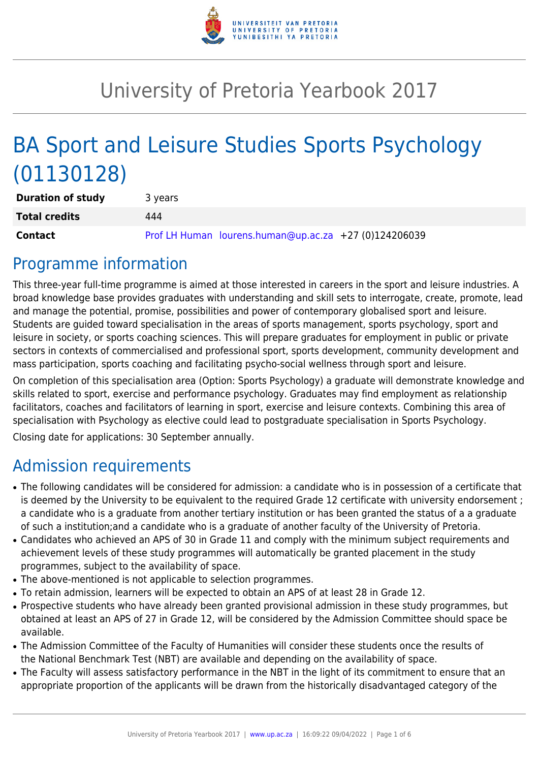# University of Pretoria Yearbook 2017

# BA Sport and Leisure Studies Sports Psychology (01130128)

| | |
|---|---|
| **Duration of study** | 3 years |
| **Total credits** | 444 |
| **Contact** | Prof LH Human lourens.human@up.ac.za +27 (0)124206039 |

## Programme information

This three-year full-time programme is aimed at those interested in careers in the sport and leisure industries. A broad knowledge base provides graduates with understanding and skill sets to interrogate, create, promote, lead and manage the potential, promise, possibilities and power of contemporary globalised sport and leisure. Students are guided toward specialisation in the areas of sports management, sports psychology, sport and leisure in society, or sports coaching sciences. This will prepare graduates for employment in public or private sectors in contexts of commercialised and professional sport, sports development, community development and mass participation, sports coaching and facilitating psycho-social wellness through sport and leisure.

On completion of this specialisation area (Option: Sports Psychology) a graduate will demonstrate knowledge and skills related to sport, exercise and performance psychology. Graduates may find employment as relationship facilitators, coaches and facilitators of learning in sport, exercise and leisure contexts. Combining this area of specialisation with Psychology as elective could lead to postgraduate specialisation in Sports Psychology.

Closing date for applications: 30 September annually.

## Admission requirements

- The following candidates will be considered for admission: a candidate who is in possession of a certificate that is deemed by the University to be equivalent to the required Grade 12 certificate with university endorsement ; a candidate who is a graduate from another tertiary institution or has been granted the status of a a graduate of such a institution;and a candidate who is a graduate of another faculty of the University of Pretoria.
- Candidates who achieved an APS of 30 in Grade 11 and comply with the minimum subject requirements and achievement levels of these study programmes will automatically be granted placement in the study programmes, subject to the availability of space.
- The above-mentioned is not applicable to selection programmes.
- To retain admission, learners will be expected to obtain an APS of at least 28 in Grade 12.
- Prospective students who have already been granted provisional admission in these study programmes, but obtained at least an APS of 27 in Grade 12, will be considered by the Admission Committee should space be available.
- The Admission Committee of the Faculty of Humanities will consider these students once the results of the National Benchmark Test (NBT) are available and depending on the availability of space.
- The Faculty will assess satisfactory performance in the NBT in the light of its commitment to ensure that an appropriate proportion of the applicants will be drawn from the historically disadvantaged category of the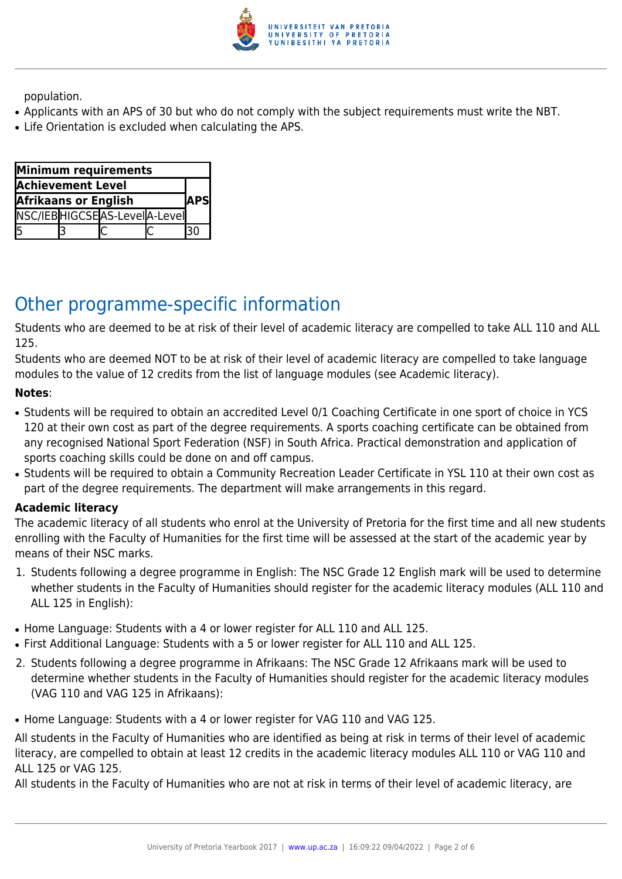population.

- Applicants with an APS of 30 but who do not comply with the subject requirements must write the NBT.
- Life Orientation is excluded when calculating the APS.

| Minimum requirements | | | | |
|---|---|---|---|---|
| Achievement Level | | | | APS |
| Afrikaans or English | | | | |
| NSC/IEB | HIGCSE | AS-Level | A-Level | |
| 5 | 3 | C | C | 30 |

## Other programme-specific information

Students who are deemed to be at risk of their level of academic literacy are compelled to take ALL 110 and ALL 125.

Students who are deemed NOT to be at risk of their level of academic literacy are compelled to take language modules to the value of 12 credits from the list of language modules (see Academic literacy).

**Notes**:

- Students will be required to obtain an accredited Level 0/1 Coaching Certificate in one sport of choice in YCS 120 at their own cost as part of the degree requirements. A sports coaching certificate can be obtained from any recognised National Sport Federation (NSF) in South Africa. Practical demonstration and application of sports coaching skills could be done on and off campus.
- Students will be required to obtain a Community Recreation Leader Certificate in YSL 110 at their own cost as part of the degree requirements. The department will make arrangements in this regard.

**Academic literacy**

The academic literacy of all students who enrol at the University of Pretoria for the first time and all new students enrolling with the Faculty of Humanities for the first time will be assessed at the start of the academic year by means of their NSC marks.

1. Students following a degree programme in English: The NSC Grade 12 English mark will be used to determine whether students in the Faculty of Humanities should register for the academic literacy modules (ALL 110 and ALL 125 in English):

- Home Language: Students with a 4 or lower register for ALL 110 and ALL 125.
- First Additional Language: Students with a 5 or lower register for ALL 110 and ALL 125.

2. Students following a degree programme in Afrikaans: The NSC Grade 12 Afrikaans mark will be used to determine whether students in the Faculty of Humanities should register for the academic literacy modules (VAG 110 and VAG 125 in Afrikaans):

- Home Language: Students with a 4 or lower register for VAG 110 and VAG 125.

All students in the Faculty of Humanities who are identified as being at risk in terms of their level of academic literacy, are compelled to obtain at least 12 credits in the academic literacy modules ALL 110 or VAG 110 and ALL 125 or VAG 125.

All students in the Faculty of Humanities who are not at risk in terms of their level of academic literacy, are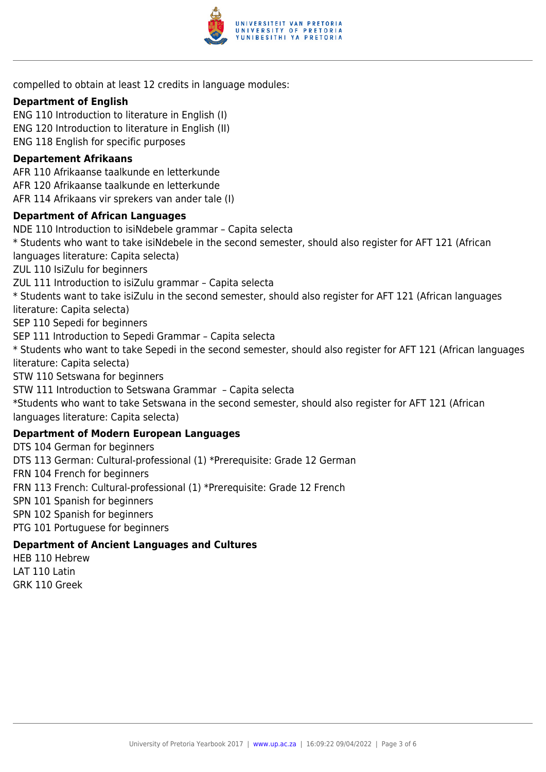compelled to obtain at least 12 credits in language modules:

**Department of English**

ENG 110 Introduction to literature in English (I)
ENG 120 Introduction to literature in English (II)
ENG 118 English for specific purposes

**Departement Afrikaans**

AFR 110 Afrikaanse taalkunde en letterkunde
AFR 120 Afrikaanse taalkunde en letterkunde
AFR 114 Afrikaans vir sprekers van ander tale (I)

**Department of African Languages**

NDE 110 Introduction to isiNdebele grammar – Capita selecta
* Students who want to take isiNdebele in the second semester, should also register for AFT 121 (African languages literature: Capita selecta)
ZUL 110 IsiZulu for beginners
ZUL 111 Introduction to isiZulu grammar – Capita selecta
* Students want to take isiZulu in the second semester, should also register for AFT 121 (African languages literature: Capita selecta)
SEP 110 Sepedi for beginners
SEP 111 Introduction to Sepedi Grammar – Capita selecta
* Students who want to take Sepedi in the second semester, should also register for AFT 121 (African languages literature: Capita selecta)
STW 110 Setswana for beginners
STW 111 Introduction to Setswana Grammar – Capita selecta
*Students who want to take Setswana in the second semester, should also register for AFT 121 (African languages literature: Capita selecta)

**Department of Modern European Languages**

DTS 104 German for beginners
DTS 113 German: Cultural-professional (1) *Prerequisite: Grade 12 German
FRN 104 French for beginners
FRN 113 French: Cultural-professional (1) *Prerequisite: Grade 12 French
SPN 101 Spanish for beginners
SPN 102 Spanish for beginners
PTG 101 Portuguese for beginners

**Department of Ancient Languages and Cultures**

HEB 110 Hebrew
LAT 110 Latin
GRK 110 Greek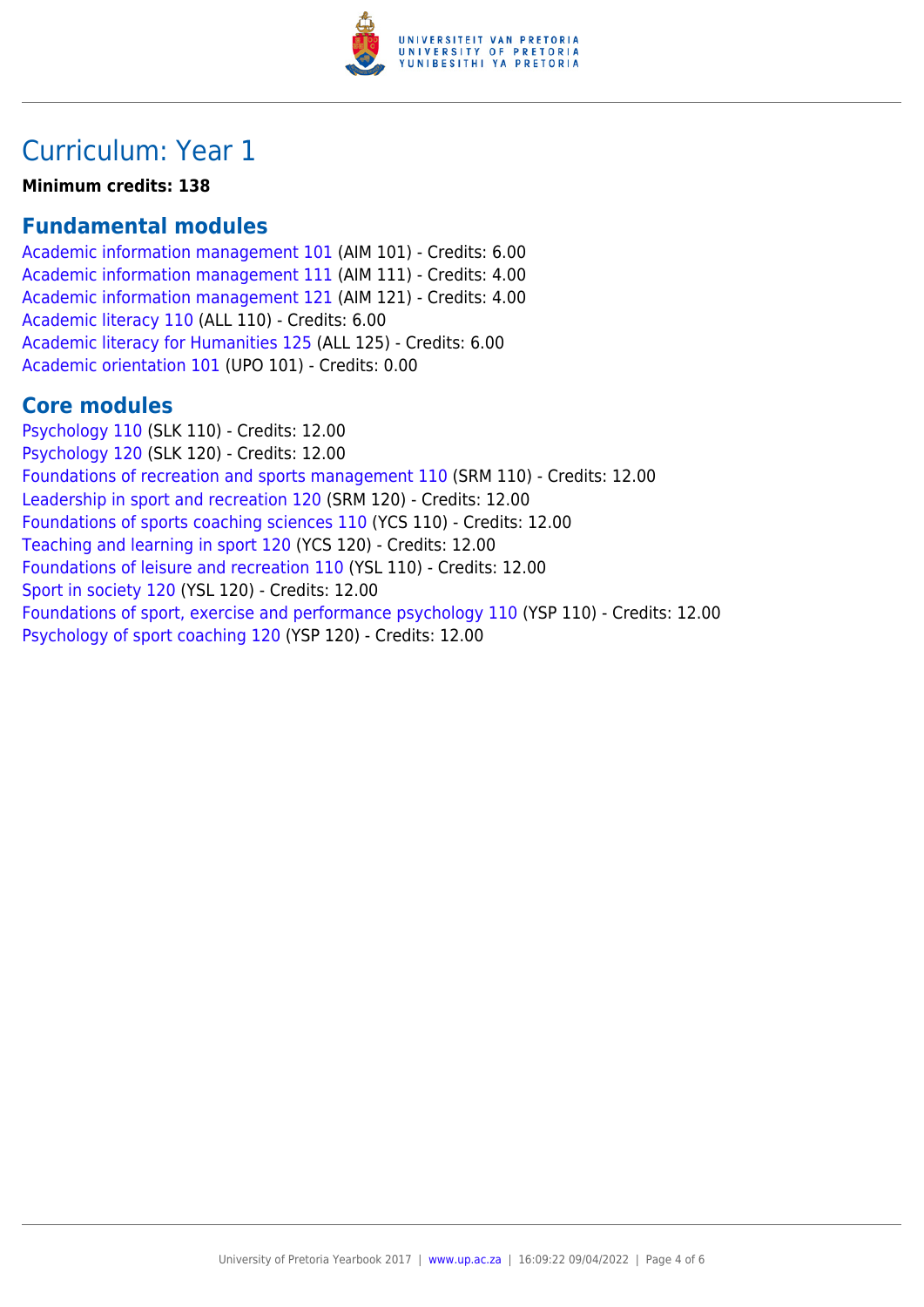# Curriculum: Year 1

**Minimum credits: 138**

## Fundamental modules

Academic information management 101 (AIM 101) - Credits: 6.00
Academic information management 111 (AIM 111) - Credits: 4.00
Academic information management 121 (AIM 121) - Credits: 4.00
Academic literacy 110 (ALL 110) - Credits: 6.00
Academic literacy for Humanities 125 (ALL 125) - Credits: 6.00
Academic orientation 101 (UPO 101) - Credits: 0.00

## Core modules

Psychology 110 (SLK 110) - Credits: 12.00
Psychology 120 (SLK 120) - Credits: 12.00
Foundations of recreation and sports management 110 (SRM 110) - Credits: 12.00
Leadership in sport and recreation 120 (SRM 120) - Credits: 12.00
Foundations of sports coaching sciences 110 (YCS 110) - Credits: 12.00
Teaching and learning in sport 120 (YCS 120) - Credits: 12.00
Foundations of leisure and recreation 110 (YSL 110) - Credits: 12.00
Sport in society 120 (YSL 120) - Credits: 12.00
Foundations of sport, exercise and performance psychology 110 (YSP 110) - Credits: 12.00
Psychology of sport coaching 120 (YSP 120) - Credits: 12.00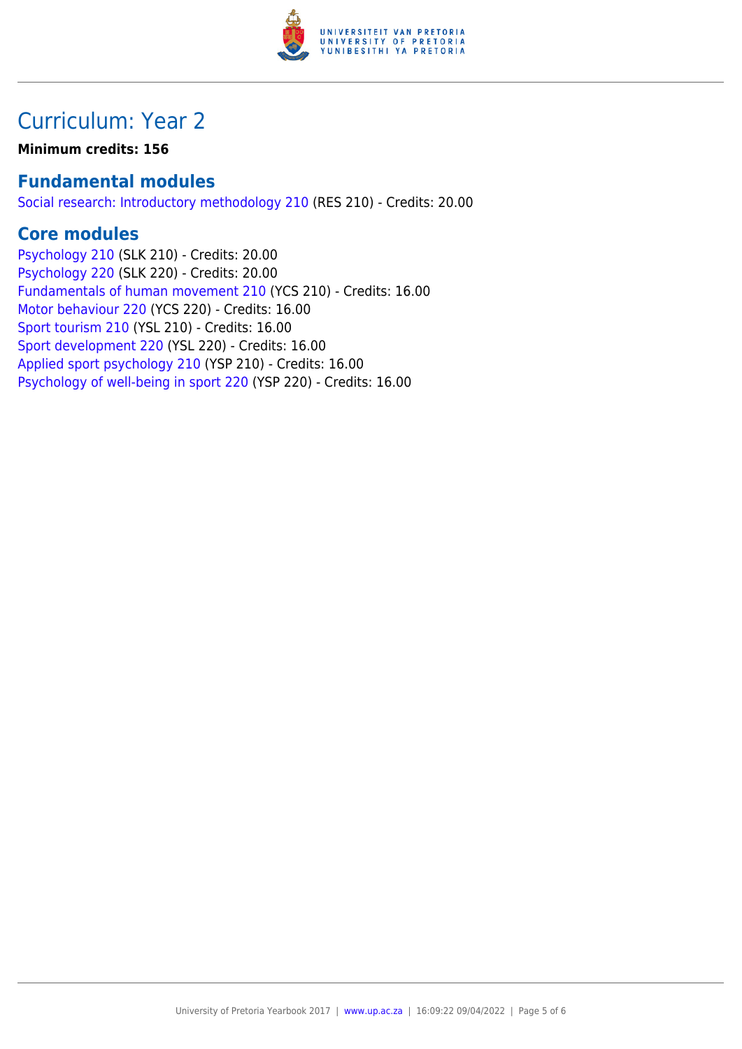# Curriculum: Year 2

**Minimum credits: 156**

## Fundamental modules

Social research: Introductory methodology 210 (RES 210) - Credits: 20.00

## Core modules

Psychology 210 (SLK 210) - Credits: 20.00
Psychology 220 (SLK 220) - Credits: 20.00
Fundamentals of human movement 210 (YCS 210) - Credits: 16.00
Motor behaviour 220 (YCS 220) - Credits: 16.00
Sport tourism 210 (YSL 210) - Credits: 16.00
Sport development 220 (YSL 220) - Credits: 16.00
Applied sport psychology 210 (YSP 210) - Credits: 16.00
Psychology of well-being in sport 220 (YSP 220) - Credits: 16.00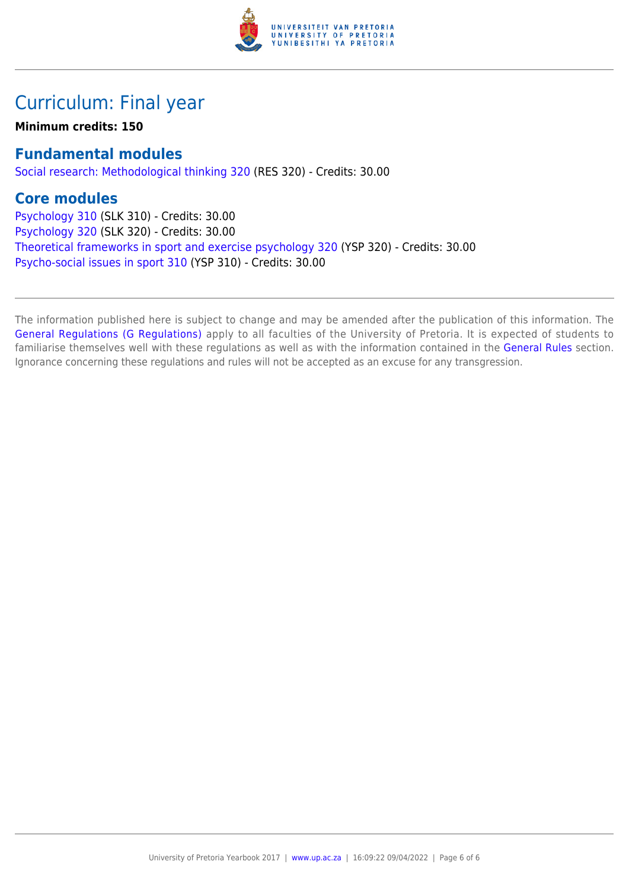# Curriculum: Final year

**Minimum credits: 150**

## Fundamental modules

Social research: Methodological thinking 320 (RES 320) - Credits: 30.00

## Core modules

Psychology 310 (SLK 310) - Credits: 30.00
Psychology 320 (SLK 320) - Credits: 30.00
Theoretical frameworks in sport and exercise psychology 320 (YSP 320) - Credits: 30.00
Psycho-social issues in sport 310 (YSP 310) - Credits: 30.00

The information published here is subject to change and may be amended after the publication of this information. The General Regulations (G Regulations) apply to all faculties of the University of Pretoria. It is expected of students to familiarise themselves well with these regulations as well as with the information contained in the General Rules section. Ignorance concerning these regulations and rules will not be accepted as an excuse for any transgression.